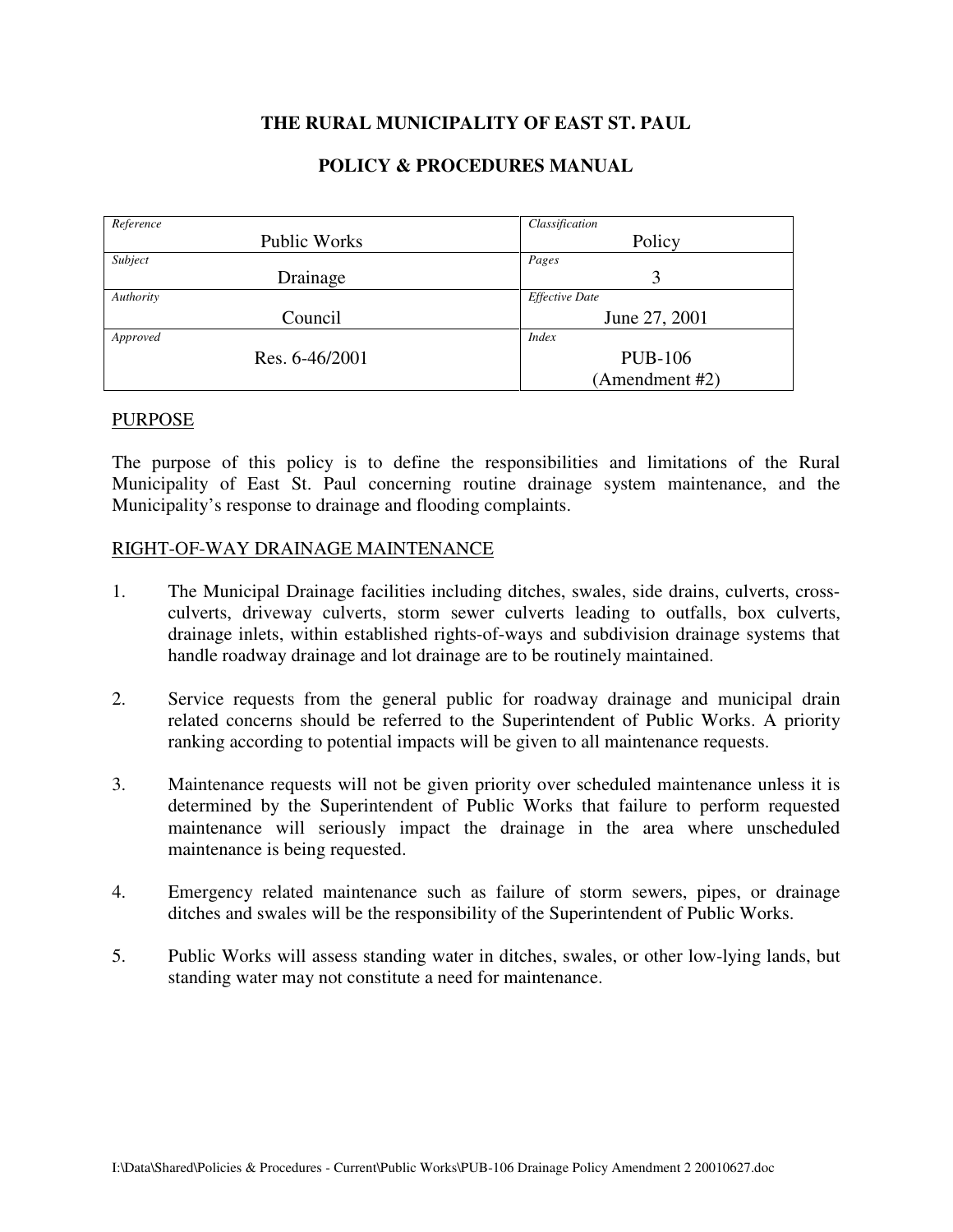**THE RURAL MUNICIPALITY OF EAST ST. PAUL**

**POLICY & PROCEDURES MANUAL**

| *Reference* Public Works | *Classification* Policy |
|---|---|
| *Subject* Drainage | *Pages* 3 |
| *Authority* Council | *Effective Date* June 27, 2001 |
| *Approved* Res. 6-46/2001 | *Index* PUB-106 (Amendment #2) |

## PURPOSE

The purpose of this policy is to define the responsibilities and limitations of the Rural Municipality of East St. Paul concerning routine drainage system maintenance, and the Municipality's response to drainage and flooding complaints.

## RIGHT-OF-WAY DRAINAGE MAINTENANCE

1. The Municipal Drainage facilities including ditches, swales, side drains, culverts, cross-culverts, driveway culverts, storm sewer culverts leading to outfalls, box culverts, drainage inlets, within established rights-of-ways and subdivision drainage systems that handle roadway drainage and lot drainage are to be routinely maintained.

2. Service requests from the general public for roadway drainage and municipal drain related concerns should be referred to the Superintendent of Public Works. A priority ranking according to potential impacts will be given to all maintenance requests.

3. Maintenance requests will not be given priority over scheduled maintenance unless it is determined by the Superintendent of Public Works that failure to perform requested maintenance will seriously impact the drainage in the area where unscheduled maintenance is being requested.

4. Emergency related maintenance such as failure of storm sewers, pipes, or drainage ditches and swales will be the responsibility of the Superintendent of Public Works.

5. Public Works will assess standing water in ditches, swales, or other low-lying lands, but standing water may not constitute a need for maintenance.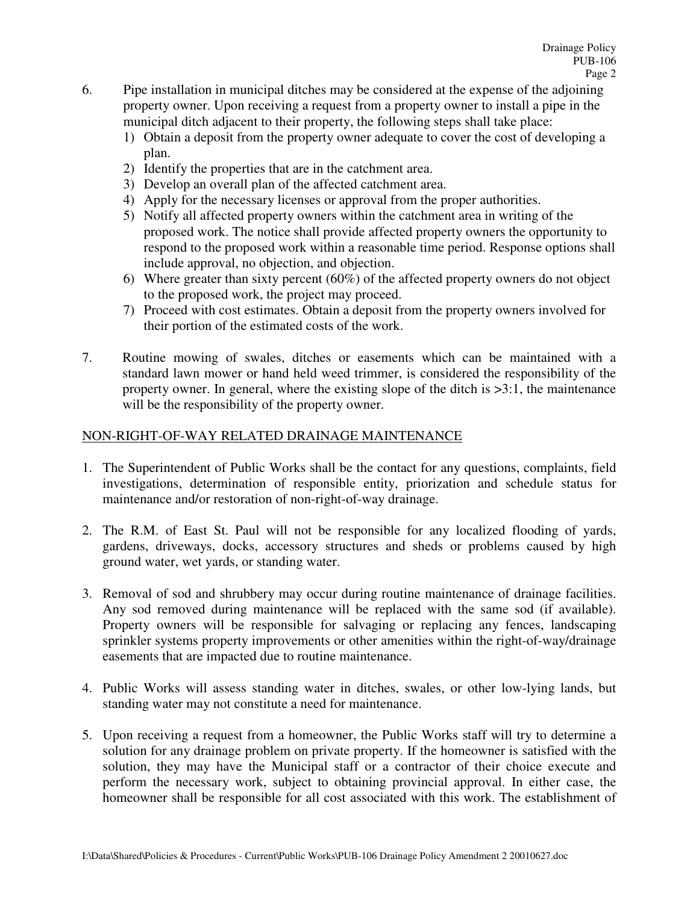6. Pipe installation in municipal ditches may be considered at the expense of the adjoining property owner. Upon receiving a request from a property owner to install a pipe in the municipal ditch adjacent to their property, the following steps shall take place:
   1) Obtain a deposit from the property owner adequate to cover the cost of developing a plan.
   2) Identify the properties that are in the catchment area.
   3) Develop an overall plan of the affected catchment area.
   4) Apply for the necessary licenses or approval from the proper authorities.
   5) Notify all affected property owners within the catchment area in writing of the proposed work. The notice shall provide affected property owners the opportunity to respond to the proposed work within a reasonable time period. Response options shall include approval, no objection, and objection.
   6) Where greater than sixty percent (60%) of the affected property owners do not object to the proposed work, the project may proceed.
   7) Proceed with cost estimates. Obtain a deposit from the property owners involved for their portion of the estimated costs of the work.

7. Routine mowing of swales, ditches or easements which can be maintained with a standard lawn mower or hand held weed trimmer, is considered the responsibility of the property owner. In general, where the existing slope of the ditch is >3:1, the maintenance will be the responsibility of the property owner.

## NON-RIGHT-OF-WAY RELATED DRAINAGE MAINTENANCE

1. The Superintendent of Public Works shall be the contact for any questions, complaints, field investigations, determination of responsible entity, priorization and schedule status for maintenance and/or restoration of non-right-of-way drainage.

2. The R.M. of East St. Paul will not be responsible for any localized flooding of yards, gardens, driveways, docks, accessory structures and sheds or problems caused by high ground water, wet yards, or standing water.

3. Removal of sod and shrubbery may occur during routine maintenance of drainage facilities. Any sod removed during maintenance will be replaced with the same sod (if available). Property owners will be responsible for salvaging or replacing any fences, landscaping sprinkler systems property improvements or other amenities within the right-of-way/drainage easements that are impacted due to routine maintenance.

4. Public Works will assess standing water in ditches, swales, or other low-lying lands, but standing water may not constitute a need for maintenance.

5. Upon receiving a request from a homeowner, the Public Works staff will try to determine a solution for any drainage problem on private property. If the homeowner is satisfied with the solution, they may have the Municipal staff or a contractor of their choice execute and perform the necessary work, subject to obtaining provincial approval. In either case, the homeowner shall be responsible for all cost associated with this work. The establishment of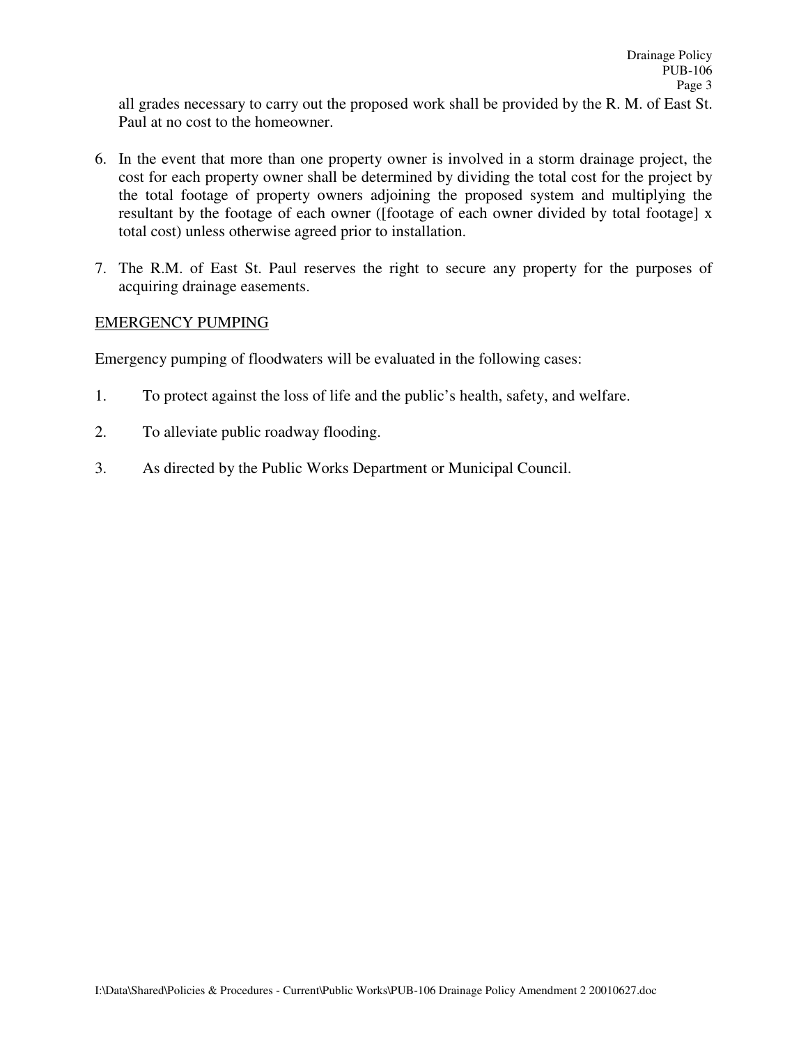all grades necessary to carry out the proposed work shall be provided by the R. M. of East St. Paul at no cost to the homeowner.

6. In the event that more than one property owner is involved in a storm drainage project, the cost for each property owner shall be determined by dividing the total cost for the project by the total footage of property owners adjoining the proposed system and multiplying the resultant by the footage of each owner ([footage of each owner divided by total footage] x total cost) unless otherwise agreed prior to installation.

7. The R.M. of East St. Paul reserves the right to secure any property for the purposes of acquiring drainage easements.

<u>EMERGENCY PUMPING</u>

Emergency pumping of floodwaters will be evaluated in the following cases:

1. To protect against the loss of life and the public's health, safety, and welfare.

2. To alleviate public roadway flooding.

3. As directed by the Public Works Department or Municipal Council.